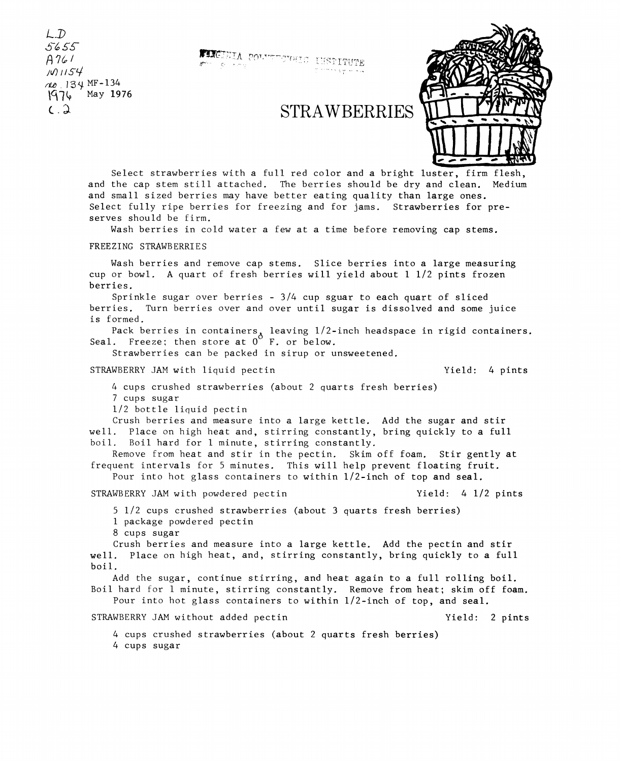LD
5655
A761
M1154
no. 134 MF-134
1976 May 1976
c. 2

VIRGINIA POLYTECHNIC INSTITUTE

# STRAWBERRIES

Select strawberries with a full red color and a bright luster, firm flesh, and the cap stem still attached. The berries should be dry and clean. Medium and small sized berries may have better eating quality than large ones. Select fully ripe berries for freezing and for jams. Strawberries for preserves should be firm.

Wash berries in cold water a few at a time before removing cap stems.

## FREEZING STRAWBERRIES

Wash berries and remove cap stems. Slice berries into a large measuring cup or bowl. A quart of fresh berries will yield about 1 1/2 pints frozen berries.

Sprinkle sugar over berries - 3/4 cup sguar to each quart of sliced berries. Turn berries over and over until sugar is dissolved and some juice is formed.

Pack berries in containers, leaving 1/2-inch headspace in rigid containers. Seal. Freeze; then store at 0° F. or below.

Strawberries can be packed in sirup or unsweetened.

## STRAWBERRY JAM with liquid pectin

Yield: 4 pints

4 cups crushed strawberries (about 2 quarts fresh berries)
7 cups sugar
1/2 bottle liquid pectin

Crush berries and measure into a large kettle. Add the sugar and stir well. Place on high heat and, stirring constantly, bring quickly to a full boil. Boil hard for 1 minute, stirring constantly.

Remove from heat and stir in the pectin. Skim off foam. Stir gently at frequent intervals for 5 minutes. This will help prevent floating fruit.

Pour into hot glass containers to within 1/2-inch of top and seal.

## STRAWBERRY JAM with powdered pectin

Yield: 4 1/2 pints

5 1/2 cups crushed strawberries (about 3 quarts fresh berries)
1 package powdered pectin
8 cups sugar

Crush berries and measure into a large kettle. Add the pectin and stir well. Place on high heat, and, stirring constantly, bring quickly to a full boil.

Add the sugar, continue stirring, and heat again to a full rolling boil. Boil hard for 1 minute, stirring constantly. Remove from heat; skim off foam.

Pour into hot glass containers to within 1/2-inch of top, and seal.

## STRAWBERRY JAM without added pectin

Yield: 2 pints

4 cups crushed strawberries (about 2 quarts fresh berries)
4 cups sugar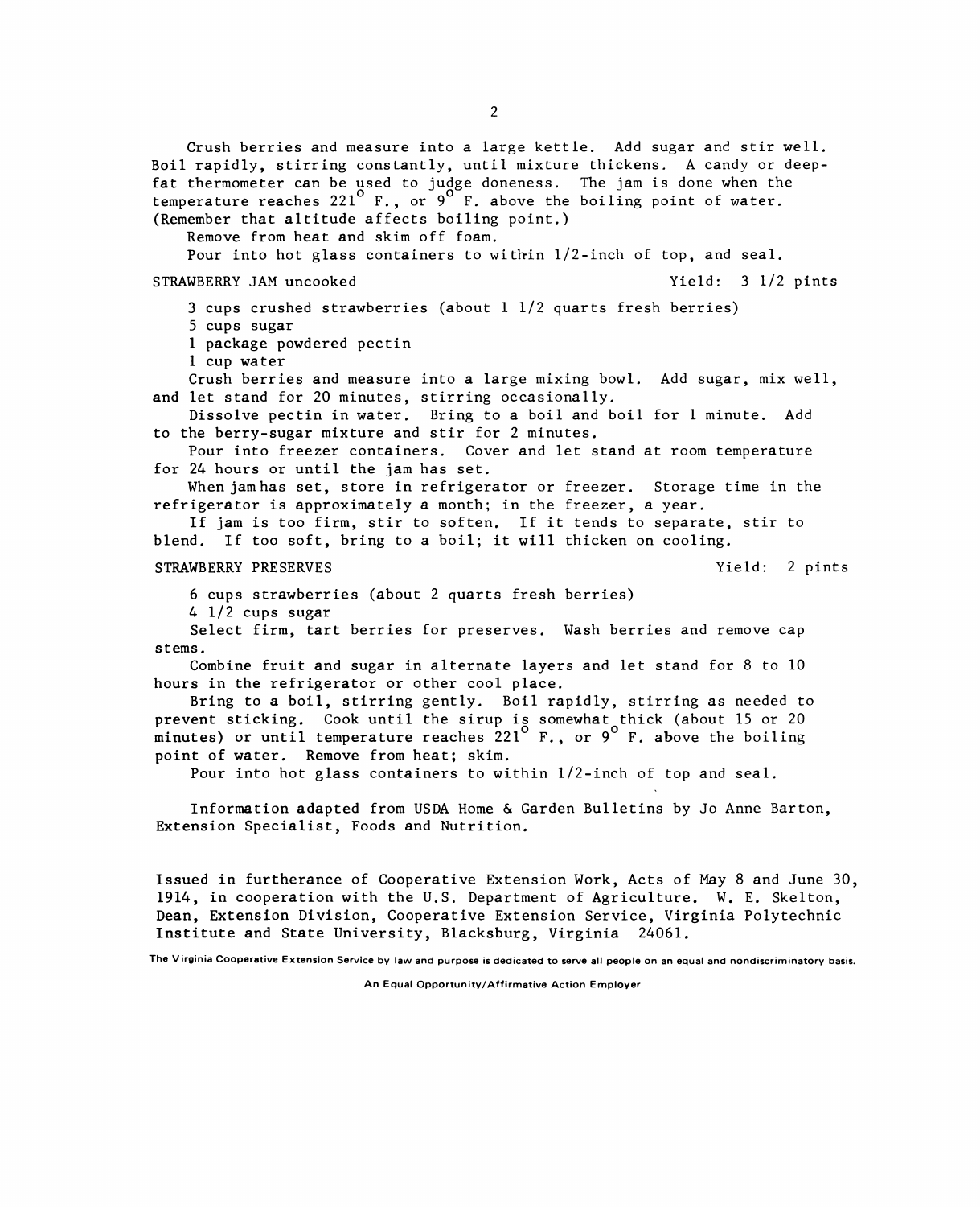Crush berries and measure into a large kettle. Add sugar and stir well. Boil rapidly, stirring constantly, until mixture thickens. A candy or deep-fat thermometer can be used to judge doneness. The jam is done when the temperature reaches 221° F., or 9° F. above the boiling point of water. (Remember that altitude affects boiling point.)

Remove from heat and skim off foam.

Pour into hot glass containers to within 1/2-inch of top, and seal.

## STRAWBERRY JAM uncooked

Yield: 3 1/2 pints

- 3 cups crushed strawberries (about 1 1/2 quarts fresh berries)
- 5 cups sugar
- 1 package powdered pectin
- 1 cup water

Crush berries and measure into a large mixing bowl. Add sugar, mix well, and let stand for 20 minutes, stirring occasionally.

Dissolve pectin in water. Bring to a boil and boil for 1 minute. Add to the berry-sugar mixture and stir for 2 minutes.

Pour into freezer containers. Cover and let stand at room temperature for 24 hours or until the jam has set.

When jam has set, store in refrigerator or freezer. Storage time in the refrigerator is approximately a month; in the freezer, a year.

If jam is too firm, stir to soften. If it tends to separate, stir to blend. If too soft, bring to a boil; it will thicken on cooling.

## STRAWBERRY PRESERVES

Yield: 2 pints

- 6 cups strawberries (about 2 quarts fresh berries)
- 4 1/2 cups sugar

Select firm, tart berries for preserves. Wash berries and remove cap stems.

Combine fruit and sugar in alternate layers and let stand for 8 to 10 hours in the refrigerator or other cool place.

Bring to a boil, stirring gently. Boil rapidly, stirring as needed to prevent sticking. Cook until the sirup is somewhat thick (about 15 or 20 minutes) or until temperature reaches 221° F., or 9° F. above the boiling point of water. Remove from heat; skim.

Pour into hot glass containers to within 1/2-inch of top and seal.

Information adapted from USDA Home & Garden Bulletins by Jo Anne Barton, Extension Specialist, Foods and Nutrition.

Issued in furtherance of Cooperative Extension Work, Acts of May 8 and June 30, 1914, in cooperation with the U.S. Department of Agriculture. W. E. Skelton, Dean, Extension Division, Cooperative Extension Service, Virginia Polytechnic Institute and State University, Blacksburg, Virginia 24061.

The Virginia Cooperative Extension Service by law and purpose is dedicated to serve all people on an equal and nondiscriminatory basis.

An Equal Opportunity/Affirmative Action Employer